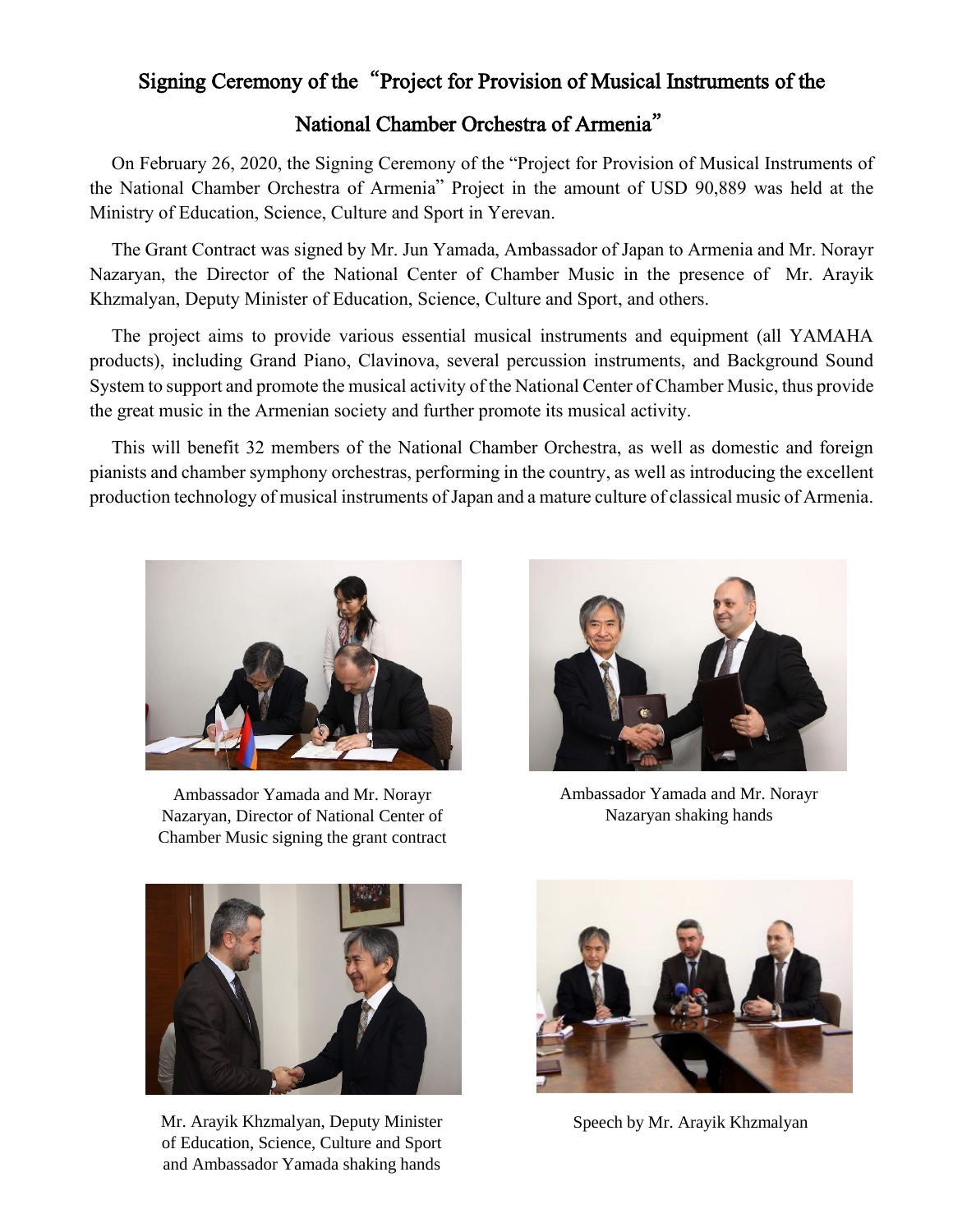# Signing Ceremony of the "Project for Provision of Musical Instruments of the National Chamber Orchestra of Armenia"

On February 26, 2020, the Signing Ceremony of the "Project for Provision of Musical Instruments of the National Chamber Orchestra of Armenia" Project in the amount of USD 90,889 was held at the Ministry of Education, Science, Culture and Sport in Yerevan.

The Grant Contract was signed by Mr. Jun Yamada, Ambassador of Japan to Armenia and Mr. Norayr Nazaryan, the Director of the National Center of Chamber Music in the presence of Mr. Arayik Khzmalyan, Deputy Minister of Education, Science, Culture and Sport, and others.

The project aims to provide various essential musical instruments and equipment (all YAMAHA products), including Grand Piano, Clavinova, several percussion instruments, and Background Sound System to support and promote the musical activity of the National Center of Chamber Music, thus provide the great music in the Armenian society and further promote its musical activity.

This will benefit 32 members of the National Chamber Orchestra, as well as domestic and foreign pianists and chamber symphony orchestras, performing in the country, as well as introducing the excellent production technology of musical instruments of Japan and a mature culture of classical music of Armenia.

Ambassador Yamada and Mr. Norayr Nazaryan, Director of National Center of Chamber Music signing the grant contract

Ambassador Yamada and Mr. Norayr Nazaryan shaking hands

Mr. Arayik Khzmalyan, Deputy Minister of Education, Science, Culture and Sport and Ambassador Yamada shaking hands

Speech by Mr. Arayik Khzmalyan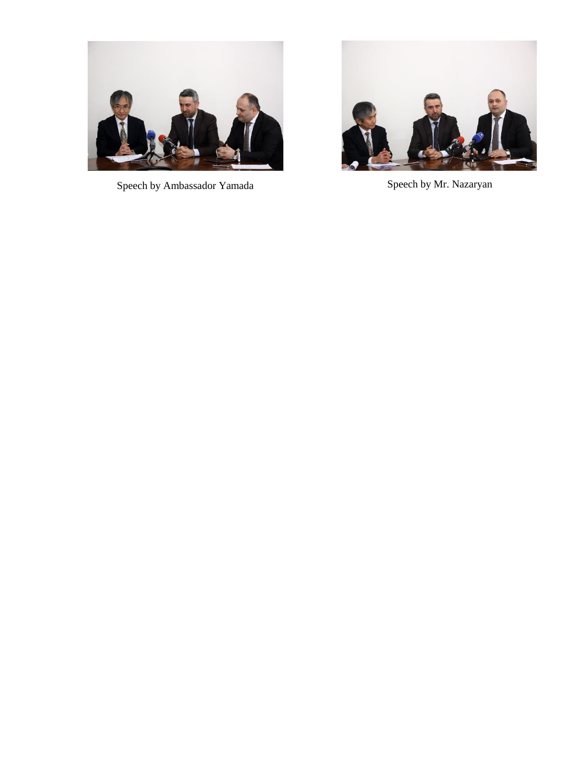Speech by Ambassador Yamada

Speech by Mr. Nazaryan